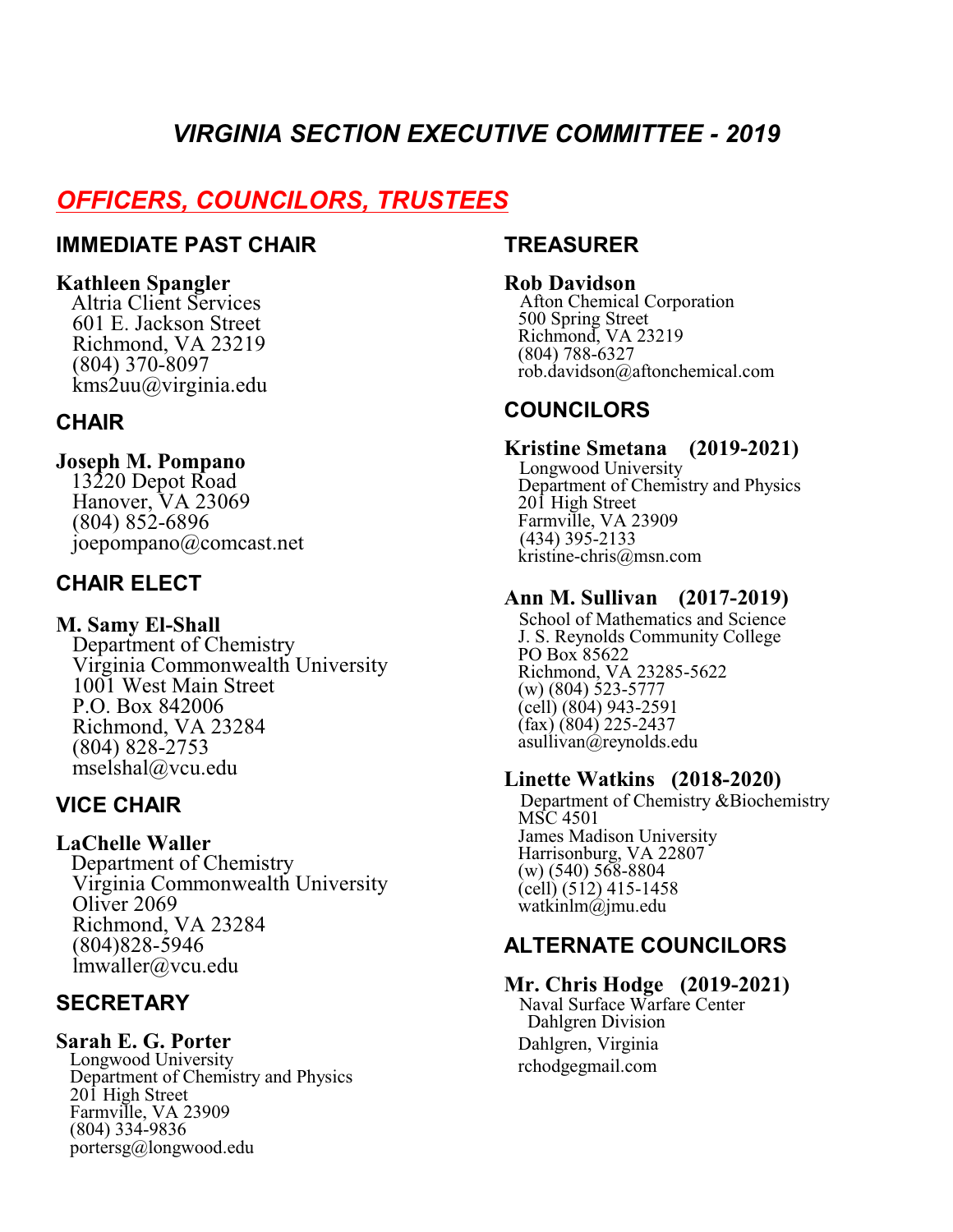# VIRGINIA SECTION EXECUTIVE COMMITTEE - 2019

## OFFICERS, COUNCILORS, TRUSTEES

### IMMEDIATE PAST CHAIR

**Kathleen Spangler**
Altria Client Services
601 E. Jackson Street
Richmond, VA 23219
(804) 370-8097
kms2uu@virginia.edu

### CHAIR

**Joseph M. Pompano**
13220 Depot Road
Hanover, VA 23069
(804) 852-6896
joepompano@comcast.net

### CHAIR ELECT

**M. Samy El-Shall**
Department of Chemistry
Virginia Commonwealth University
1001 West Main Street
P.O. Box 842006
Richmond, VA 23284
(804) 828-2753
mselshal@vcu.edu

### VICE CHAIR

**LaChelle Waller**
Department of Chemistry
Virginia Commonwealth University
Oliver 2069
Richmond, VA 23284
(804)828-5946
lmwaller@vcu.edu

### SECRETARY

**Sarah E. G. Porter**
Longwood University
Department of Chemistry and Physics
201 High Street
Farmville, VA 23909
(804) 334-9836
portersg@longwood.edu

### TREASURER

**Rob Davidson**
Afton Chemical Corporation
500 Spring Street
Richmond, VA 23219
(804) 788-6327
rob.davidson@aftonchemical.com

### COUNCILORS

**Kristine Smetana (2019-2021)**
Longwood University
Department of Chemistry and Physics
201 High Street
Farmville, VA 23909
(434) 395-2133
kristine-chris@msn.com

**Ann M. Sullivan (2017-2019)**
School of Mathematics and Science
J. S. Reynolds Community College
PO Box 85622
Richmond, VA 23285-5622
(w) (804) 523-5777
(cell) (804) 943-2591
(fax) (804) 225-2437
asullivan@reynolds.edu

**Linette Watkins (2018-2020)**
Department of Chemistry &Biochemistry
MSC 4501
James Madison University
Harrisonburg, VA 22807
(w) (540) 568-8804
(cell) (512) 415-1458
watkinlm@jmu.edu

### ALTERNATE COUNCILORS

**Mr. Chris Hodge (2019-2021)**
Naval Surface Warfare Center
Dahlgren Division
Dahlgren, Virginia
rchodgegmail.com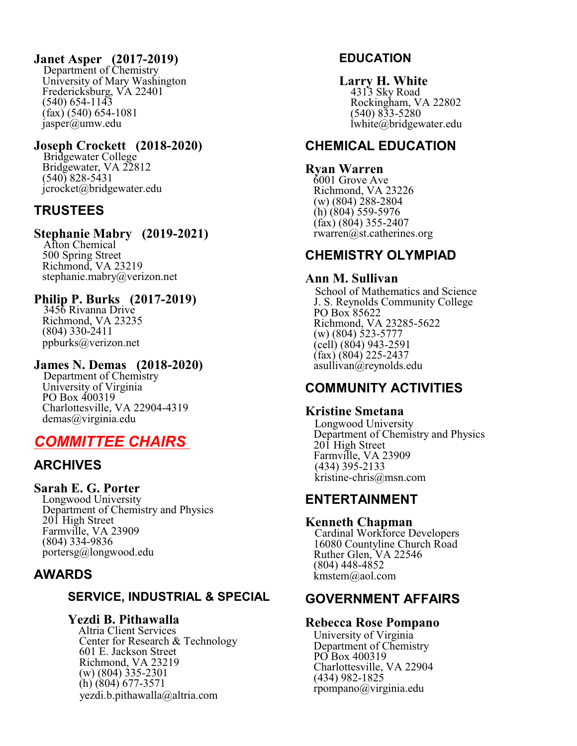**Janet Asper (2017-2019)**
Department of Chemistry
University of Mary Washington
Fredericksburg, VA 22401
(540) 654-1143
(fax) (540) 654-1081
jasper@umw.edu

**Joseph Crockett (2018-2020)**
Bridgewater College
Bridgewater, VA 22812
(540) 828-5431
jcrocket@bridgewater.edu

## TRUSTEES

**Stephanie Mabry (2019-2021)**
Afton Chemical
500 Spring Street
Richmond, VA 23219
stephanie.mabry@verizon.net

**Philip P. Burks (2017-2019)**
3456 Rivanna Drive
Richmond, VA 23235
(804) 330-2411
ppburks@verizon.net

**James N. Demas (2018-2020)**
Department of Chemistry
University of Virginia
PO Box 400319
Charlottesville, VA 22904-4319
demas@virginia.edu

# *COMMITTEE CHAIRS*

## ARCHIVES

**Sarah E. G. Porter**
Longwood University
Department of Chemistry and Physics
201 High Street
Farmville, VA 23909
(804) 334-9836
portersg@longwood.edu

## AWARDS

### SERVICE, INDUSTRIAL & SPECIAL

**Yezdi B. Pithawalla**
Altria Client Services
Center for Research & Technology
601 E. Jackson Street
Richmond, VA 23219
(w) (804) 335-2301
(h) (804) 677-3571
yezdi.b.pithawalla@altria.com

### EDUCATION

**Larry H. White**
4313 Sky Road
Rockingham, VA 22802
(540) 833-5280
lwhite@bridgewater.edu

## CHEMICAL EDUCATION

**Ryan Warren**
6001 Grove Ave
Richmond, VA 23226
(w) (804) 288-2804
(h) (804) 559-5976
(fax) (804) 355-2407
rwarren@st.catherines.org

## CHEMISTRY OLYMPIAD

**Ann M. Sullivan**
School of Mathematics and Science
J. S. Reynolds Community College
PO Box 85622
Richmond, VA 23285-5622
(w) (804) 523-5777
(cell) (804) 943-2591
(fax) (804) 225-2437
asullivan@reynolds.edu

## COMMUNITY ACTIVITIES

**Kristine Smetana**
Longwood University
Department of Chemistry and Physics
201 High Street
Farmville, VA 23909
(434) 395-2133
kristine-chris@msn.com

## ENTERTAINMENT

**Kenneth Chapman**
Cardinal Workforce Developers
16080 Countyline Church Road
Ruther Glen, VA 22546
(804) 448-4852
kmstem@aol.com

## GOVERNMENT AFFAIRS

**Rebecca Rose Pompano**
University of Virginia
Department of Chemistry
PO Box 400319
Charlottesville, VA 22904
(434) 982-1825
rpompano@virginia.edu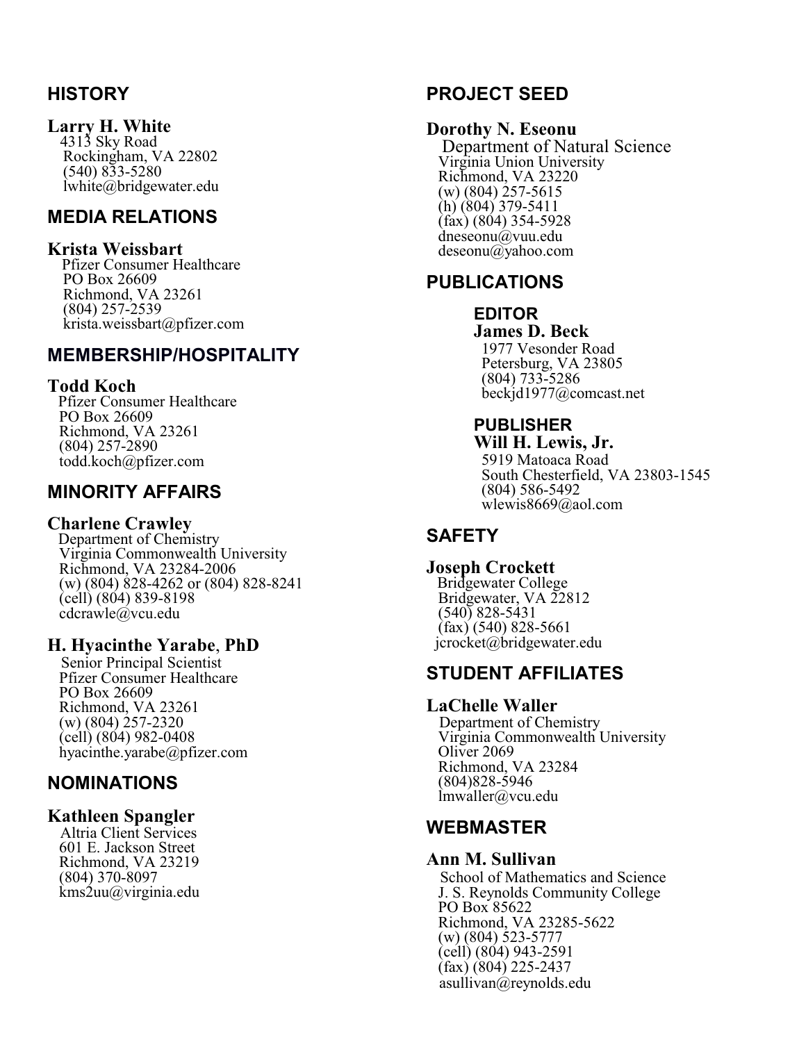## HISTORY

**Larry H. White**
4313 Sky Road
Rockingham, VA 22802
(540) 833-5280
lwhite@bridgewater.edu

## MEDIA RELATIONS

**Krista Weissbart**
Pfizer Consumer Healthcare
PO Box 26609
Richmond, VA 23261
(804) 257-2539
krista.weissbart@pfizer.com

## MEMBERSHIP/HOSPITALITY

**Todd Koch**
Pfizer Consumer Healthcare
PO Box 26609
Richmond, VA 23261
(804) 257-2890
todd.koch@pfizer.com

## MINORITY AFFAIRS

**Charlene Crawley**
Department of Chemistry
Virginia Commonwealth University
Richmond, VA 23284-2006
(w) (804) 828-4262 or (804) 828-8241
(cell) (804) 839-8198
cdcrawle@vcu.edu

**H. Hyacinthe Yarabe, PhD**
Senior Principal Scientist
Pfizer Consumer Healthcare
PO Box 26609
Richmond, VA 23261
(w) (804) 257-2320
(cell) (804) 982-0408
hyacinthe.yarabe@pfizer.com

## NOMINATIONS

**Kathleen Spangler**
Altria Client Services
601 E. Jackson Street
Richmond, VA 23219
(804) 370-8097
kms2uu@virginia.edu

## PROJECT SEED

**Dorothy N. Eseonu**
Department of Natural Science
Virginia Union University
Richmond, VA 23220
(w) (804) 257-5615
(h) (804) 379-5411
(fax) (804) 354-5928
dneseonu@vuu.edu
deseonu@yahoo.com

## PUBLICATIONS

### EDITOR

**James D. Beck**
1977 Vesonder Road
Petersburg, VA 23805
(804) 733-5286
beckjd1977@comcast.net

### PUBLISHER

**Will H. Lewis, Jr.**
5919 Matoaca Road
South Chesterfield, VA 23803-1545
(804) 586-5492
wlewis8669@aol.com

## SAFETY

**Joseph Crockett**
Bridgewater College
Bridgewater, VA 22812
(540) 828-5431
(fax) (540) 828-5661
jcrocket@bridgewater.edu

## STUDENT AFFILIATES

**LaChelle Waller**
Department of Chemistry
Virginia Commonwealth University
Oliver 2069
Richmond, VA 23284
(804)828-5946
lmwaller@vcu.edu

## WEBMASTER

**Ann M. Sullivan**
School of Mathematics and Science
J. S. Reynolds Community College
PO Box 85622
Richmond, VA 23285-5622
(w) (804) 523-5777
(cell) (804) 943-2591
(fax) (804) 225-2437
asullivan@reynolds.edu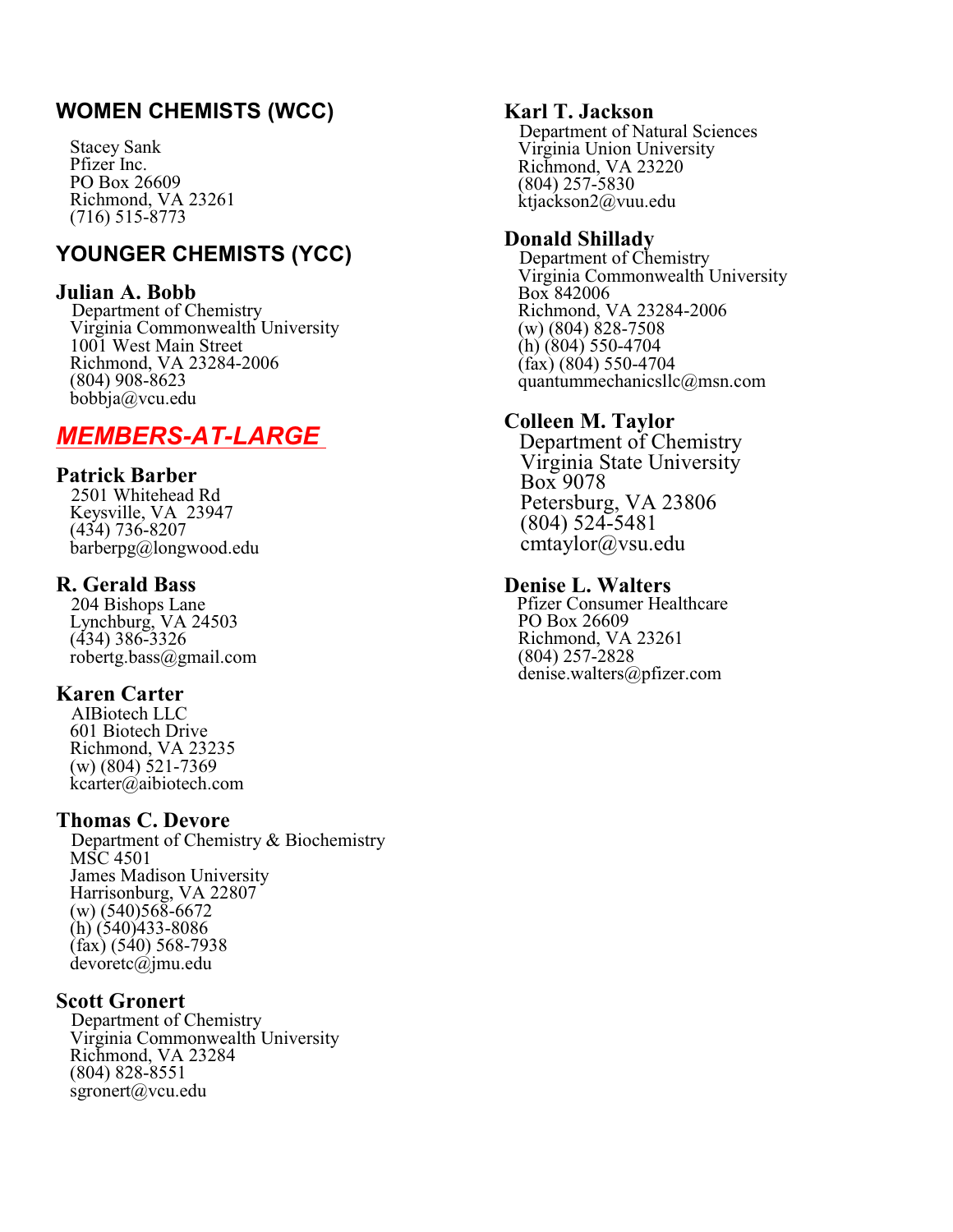## WOMEN CHEMISTS (WCC)

Stacey Sank
Pfizer Inc.
PO Box 26609
Richmond, VA 23261
(716) 515-8773

## YOUNGER CHEMISTS (YCC)

**Julian A. Bobb**
Department of Chemistry
Virginia Commonwealth University
1001 West Main Street
Richmond, VA 23284-2006
(804) 908-8623
bobbja@vcu.edu

## *MEMBERS-AT-LARGE*

**Patrick Barber**
2501 Whitehead Rd
Keysville, VA 23947
(434) 736-8207
barberpg@longwood.edu

**R. Gerald Bass**
204 Bishops Lane
Lynchburg, VA 24503
(434) 386-3326
robertg.bass@gmail.com

**Karen Carter**
AIBiotech LLC
601 Biotech Drive
Richmond, VA 23235
(w) (804) 521-7369
kcarter@aibiotech.com

**Thomas C. Devore**
Department of Chemistry & Biochemistry
MSC 4501
James Madison University
Harrisonburg, VA 22807
(w) (540)568-6672
(h) (540)433-8086
(fax) (540) 568-7938
devoretc@jmu.edu

**Scott Gronert**
Department of Chemistry
Virginia Commonwealth University
Richmond, VA 23284
(804) 828-8551
sgronert@vcu.edu

**Karl T. Jackson**
Department of Natural Sciences
Virginia Union University
Richmond, VA 23220
(804) 257-5830
ktjackson2@vuu.edu

**Donald Shillady**
Department of Chemistry
Virginia Commonwealth University
Box 842006
Richmond, VA 23284-2006
(w) (804) 828-7508
(h) (804) 550-4704
(fax) (804) 550-4704
quantummechanicsllc@msn.com

**Colleen M. Taylor**
Department of Chemistry
Virginia State University
Box 9078
Petersburg, VA 23806
(804) 524-5481
cmtaylor@vsu.edu

**Denise L. Walters**
Pfizer Consumer Healthcare
PO Box 26609
Richmond, VA 23261
(804) 257-2828
denise.walters@pfizer.com